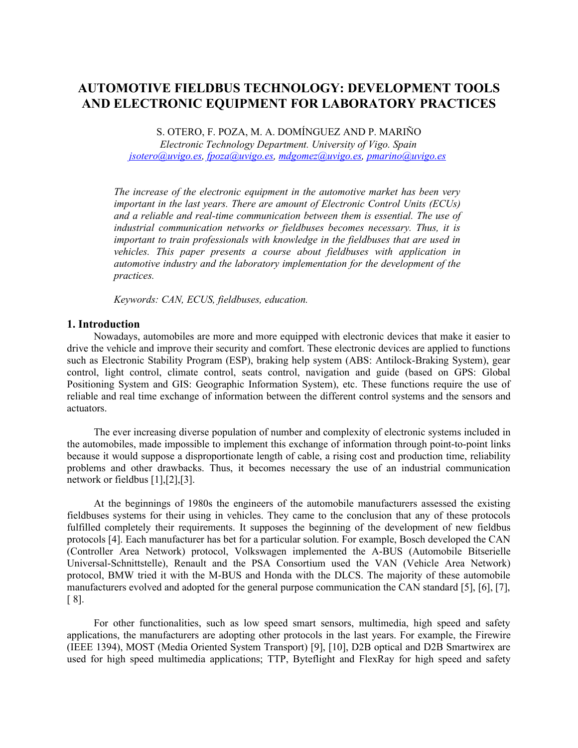# AUTOMOTIVE FIELDBUS TECHNOLOGY: DEVELOPMENT TOOLS AND ELECTRONIC EQUIPMENT FOR LABORATORY PRACTICES

S. OTERO, F. POZA, M. A. DOMÍNGUEZ AND P. MARIÑO

*Electronic Technology Department. University of Vigo. Spain*

jsotero@uvigo.es, fpoza@uvigo.es, mdgomez@uvigo.es, pmarino@uvigo.es

*The increase of the electronic equipment in the automotive market has been very important in the last years. There are amount of Electronic Control Units (ECUs) and a reliable and real-time communication between them is essential. The use of industrial communication networks or fieldbuses becomes necessary. Thus, it is important to train professionals with knowledge in the fieldbuses that are used in vehicles. This paper presents a course about fieldbuses with application in automotive industry and the laboratory implementation for the development of the practices.*

*Keywords: CAN, ECUS, fieldbuses, education.*

## 1. Introduction

Nowadays, automobiles are more and more equipped with electronic devices that make it easier to drive the vehicle and improve their security and comfort. These electronic devices are applied to functions such as Electronic Stability Program (ESP), braking help system (ABS: Antilock-Braking System), gear control, light control, climate control, seats control, navigation and guide (based on GPS: Global Positioning System and GIS: Geographic Information System), etc. These functions require the use of reliable and real time exchange of information between the different control systems and the sensors and actuators.

The ever increasing diverse population of number and complexity of electronic systems included in the automobiles, made impossible to implement this exchange of information through point-to-point links because it would suppose a disproportionate length of cable, a rising cost and production time, reliability problems and other drawbacks. Thus, it becomes necessary the use of an industrial communication network or fieldbus [1],[2],[3].

At the beginnings of 1980s the engineers of the automobile manufacturers assessed the existing fieldbuses systems for their using in vehicles. They came to the conclusion that any of these protocols fulfilled completely their requirements. It supposes the beginning of the development of new fieldbus protocols [4]. Each manufacturer has bet for a particular solution. For example, Bosch developed the CAN (Controller Area Network) protocol, Volkswagen implemented the A-BUS (Automobile Bitserielle Universal-Schnittstelle), Renault and the PSA Consortium used the VAN (Vehicle Area Network) protocol, BMW tried it with the M-BUS and Honda with the DLCS. The majority of these automobile manufacturers evolved and adopted for the general purpose communication the CAN standard [5], [6], [7], [ 8].

For other functionalities, such as low speed smart sensors, multimedia, high speed and safety applications, the manufacturers are adopting other protocols in the last years. For example, the Firewire (IEEE 1394), MOST (Media Oriented System Transport) [9], [10], D2B optical and D2B Smartwirex are used for high speed multimedia applications; TTP, Byteflight and FlexRay for high speed and safety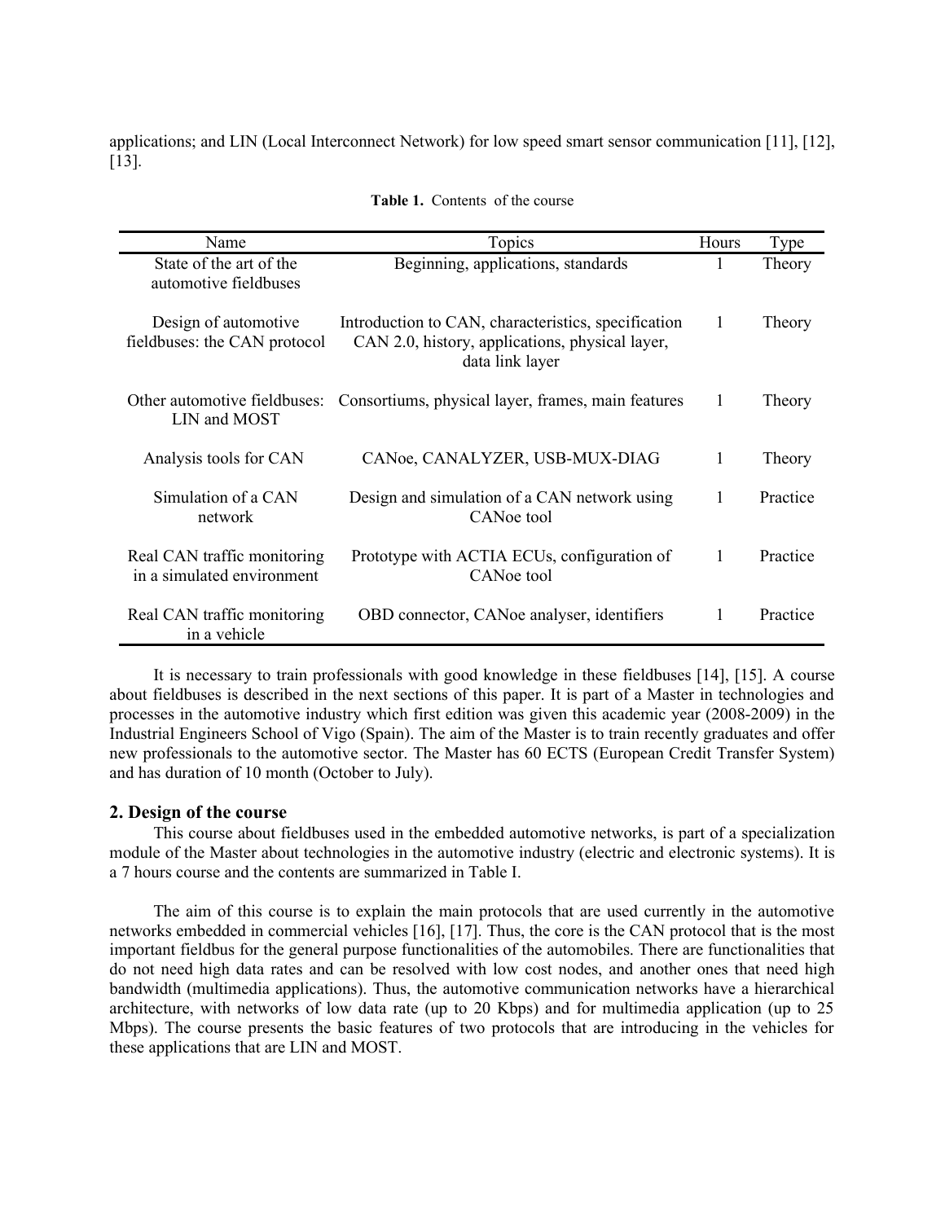applications; and LIN (Local Interconnect Network) for low speed smart sensor communication [11], [12], [13].

**Table 1.** Contents of the course

| Name | Topics | Hours | Type |
|---|---|---|---|
| State of the art of the automotive fieldbuses | Beginning, applications, standards | 1 | Theory |
| Design of automotive fieldbuses: the CAN protocol | Introduction to CAN, characteristics, specification CAN 2.0, history, applications, physical layer, data link layer | 1 | Theory |
| Other automotive fieldbuses: LIN and MOST | Consortiums, physical layer, frames, main features | 1 | Theory |
| Analysis tools for CAN | CANoe, CANALYZER, USB-MUX-DIAG | 1 | Theory |
| Simulation of a CAN network | Design and simulation of a CAN network using CANoe tool | 1 | Practice |
| Real CAN traffic monitoring in a simulated environment | Prototype with ACTIA ECUs, configuration of CANoe tool | 1 | Practice |
| Real CAN traffic monitoring in a vehicle | OBD connector, CANoe analyser, identifiers | 1 | Practice |

It is necessary to train professionals with good knowledge in these fieldbuses [14], [15]. A course about fieldbuses is described in the next sections of this paper. It is part of a Master in technologies and processes in the automotive industry which first edition was given this academic year (2008-2009) in the Industrial Engineers School of Vigo (Spain). The aim of the Master is to train recently graduates and offer new professionals to the automotive sector. The Master has 60 ECTS (European Credit Transfer System) and has duration of 10 month (October to July).

## 2. Design of the course

This course about fieldbuses used in the embedded automotive networks, is part of a specialization module of the Master about technologies in the automotive industry (electric and electronic systems). It is a 7 hours course and the contents are summarized in Table I.

The aim of this course is to explain the main protocols that are used currently in the automotive networks embedded in commercial vehicles [16], [17]. Thus, the core is the CAN protocol that is the most important fieldbus for the general purpose functionalities of the automobiles. There are functionalities that do not need high data rates and can be resolved with low cost nodes, and another ones that need high bandwidth (multimedia applications). Thus, the automotive communication networks have a hierarchical architecture, with networks of low data rate (up to 20 Kbps) and for multimedia application (up to 25 Mbps). The course presents the basic features of two protocols that are introducing in the vehicles for these applications that are LIN and MOST.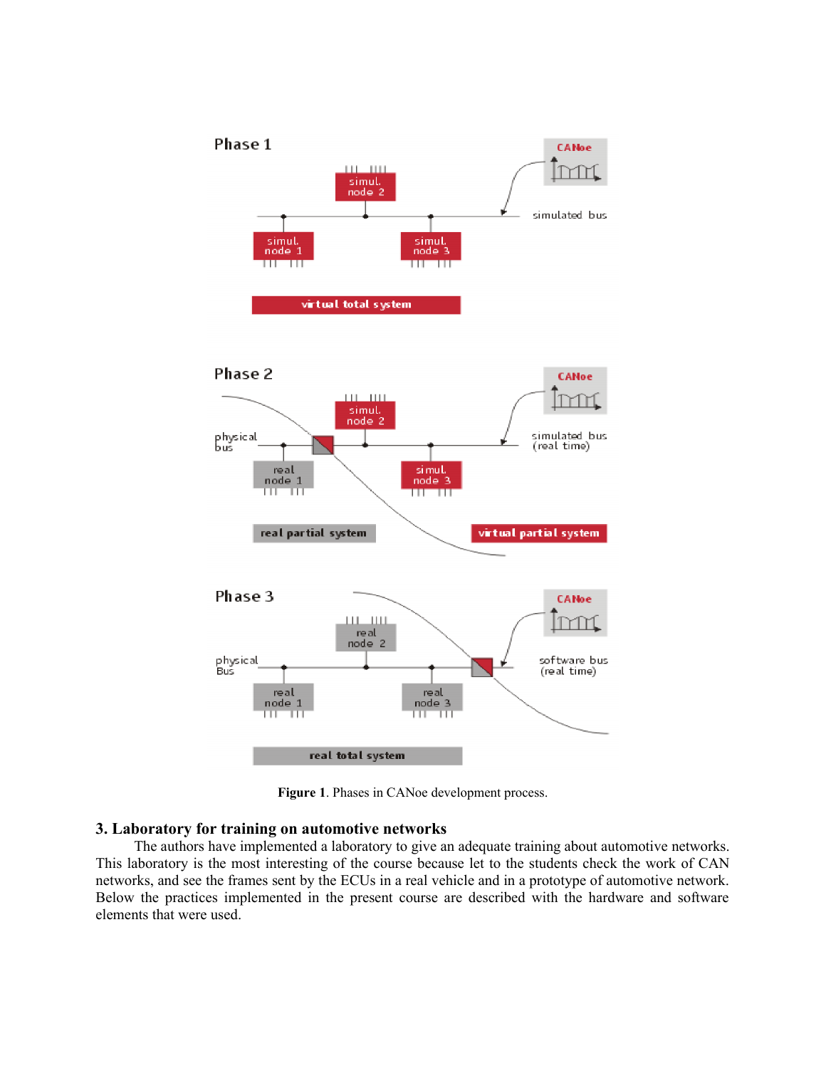**Figure 1**. Phases in CANoe development process.

## 3. Laboratory for training on automotive networks

The authors have implemented a laboratory to give an adequate training about automotive networks. This laboratory is the most interesting of the course because let to the students check the work of CAN networks, and see the frames sent by the ECUs in a real vehicle and in a prototype of automotive network. Below the practices implemented in the present course are described with the hardware and software elements that were used.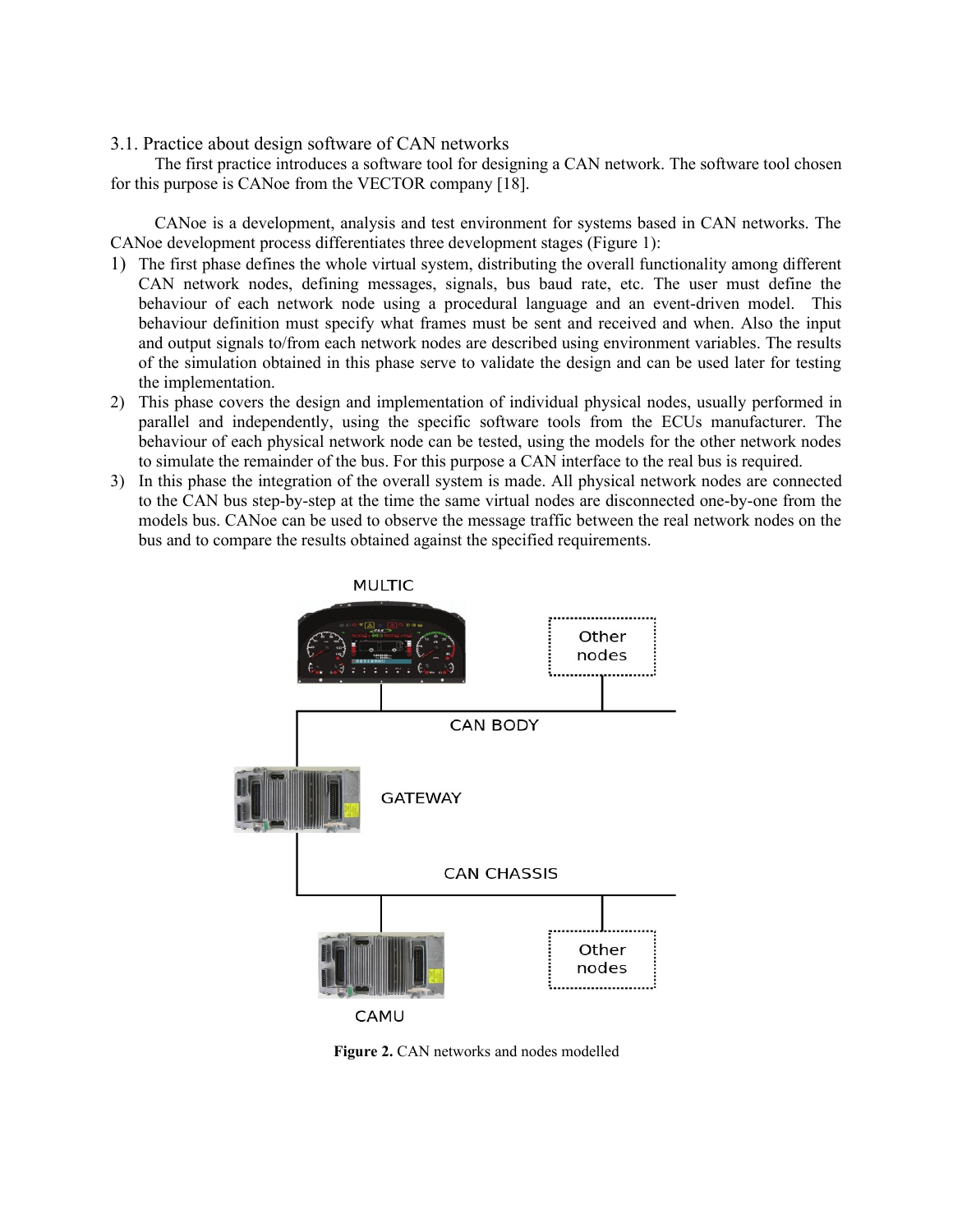### 3.1. Practice about design software of CAN networks

The first practice introduces a software tool for designing a CAN network. The software tool chosen for this purpose is CANoe from the VECTOR company [18].

CANoe is a development, analysis and test environment for systems based in CAN networks. The CANoe development process differentiates three development stages (Figure 1):

1) The first phase defines the whole virtual system, distributing the overall functionality among different CAN network nodes, defining messages, signals, bus baud rate, etc. The user must define the behaviour of each network node using a procedural language and an event-driven model. This behaviour definition must specify what frames must be sent and received and when. Also the input and output signals to/from each network nodes are described using environment variables. The results of the simulation obtained in this phase serve to validate the design and can be used later for testing the implementation.
2) This phase covers the design and implementation of individual physical nodes, usually performed in parallel and independently, using the specific software tools from the ECUs manufacturer. The behaviour of each physical network node can be tested, using the models for the other network nodes to simulate the remainder of the bus. For this purpose a CAN interface to the real bus is required.
3) In this phase the integration of the overall system is made. All physical network nodes are connected to the CAN bus step-by-step at the time the same virtual nodes are disconnected one-by-one from the models bus. CANoe can be used to observe the message traffic between the real network nodes on the bus and to compare the results obtained against the specified requirements.

**Figure 2.** CAN networks and nodes modelled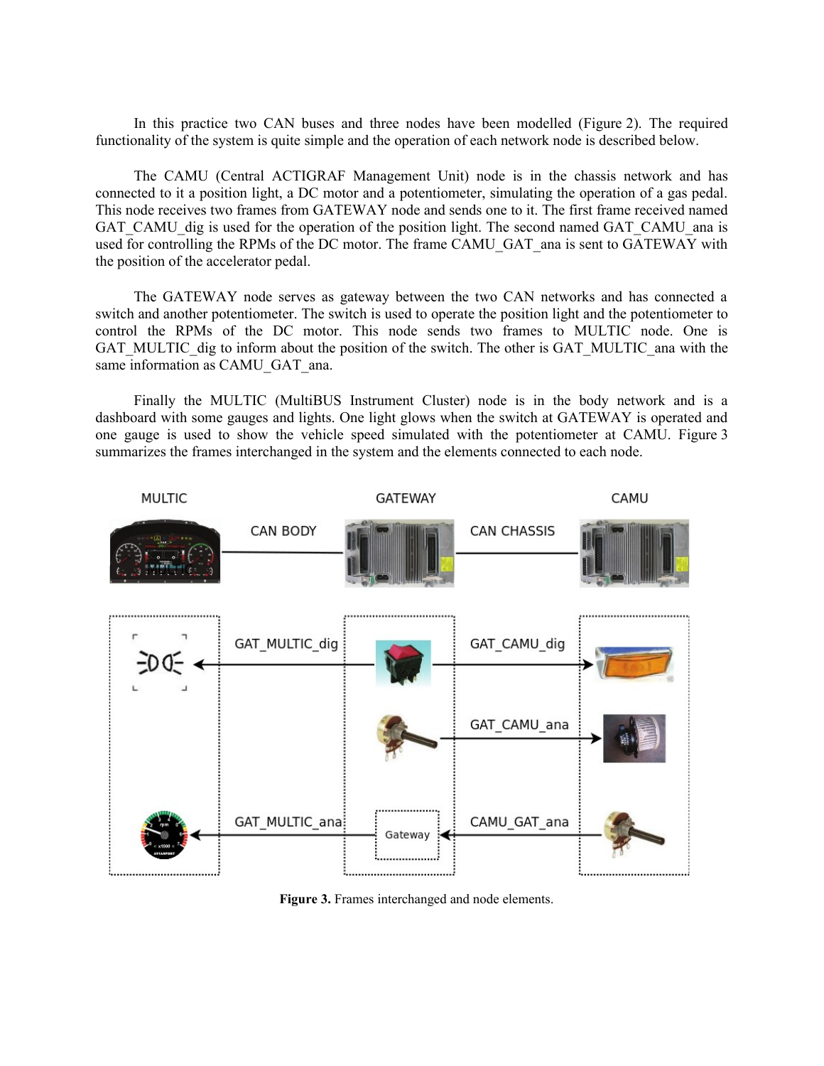In this practice two CAN buses and three nodes have been modelled (Figure 2). The required functionality of the system is quite simple and the operation of each network node is described below.

The CAMU (Central ACTIGRAF Management Unit) node is in the chassis network and has connected to it a position light, a DC motor and a potentiometer, simulating the operation of a gas pedal. This node receives two frames from GATEWAY node and sends one to it. The first frame received named GAT_CAMU_dig is used for the operation of the position light. The second named GAT_CAMU_ana is used for controlling the RPMs of the DC motor. The frame CAMU_GAT_ana is sent to GATEWAY with the position of the accelerator pedal.

The GATEWAY node serves as gateway between the two CAN networks and has connected a switch and another potentiometer. The switch is used to operate the position light and the potentiometer to control the RPMs of the DC motor. This node sends two frames to MULTIC node. One is GAT_MULTIC_dig to inform about the position of the switch. The other is GAT_MULTIC_ana with the same information as CAMU_GAT_ana.

Finally the MULTIC (MultiBUS Instrument Cluster) node is in the body network and is a dashboard with some gauges and lights. One light glows when the switch at GATEWAY is operated and one gauge is used to show the vehicle speed simulated with the potentiometer at CAMU. Figure 3 summarizes the frames interchanged in the system and the elements connected to each node.

**Figure 3.** Frames interchanged and node elements.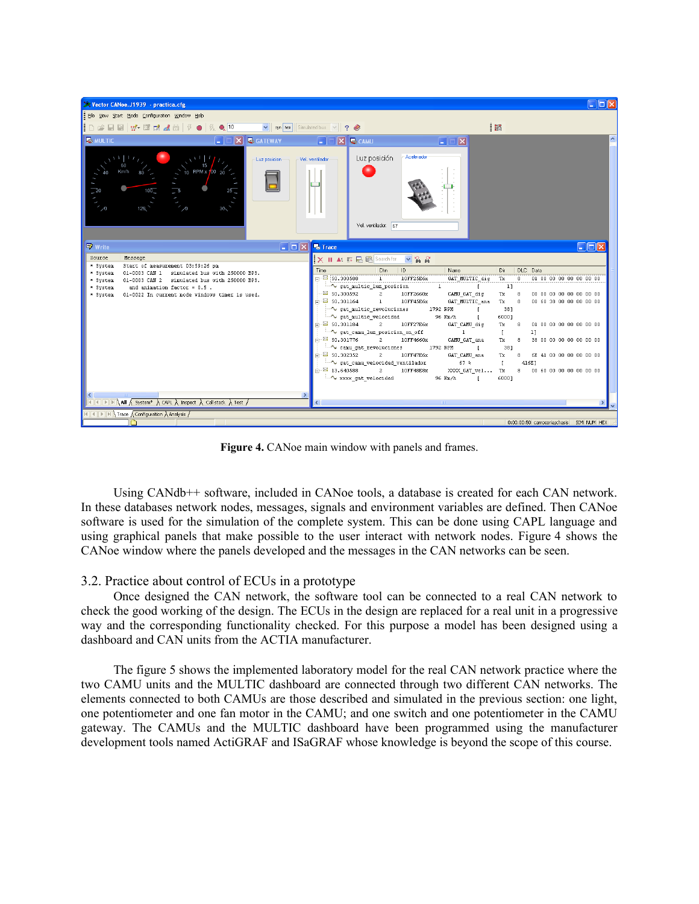**Figure 4.** CANoe main window with panels and frames.

Using CANdb++ software, included in CANoe tools, a database is created for each CAN network. In these databases network nodes, messages, signals and environment variables are defined. Then CANoe software is used for the simulation of the complete system. This can be done using CAPL language and using graphical panels that make possible to the user interact with network nodes. Figure 4 shows the CANoe window where the panels developed and the messages in the CAN networks can be seen.

## 3.2. Practice about control of ECUs in a prototype

Once designed the CAN network, the software tool can be connected to a real CAN network to check the good working of the design. The ECUs in the design are replaced for a real unit in a progressive way and the corresponding functionality checked. For this purpose a model has been designed using a dashboard and CAN units from the ACTIA manufacturer.

The figure 5 shows the implemented laboratory model for the real CAN network practice where the two CAMU units and the MULTIC dashboard are connected through two different CAN networks. The elements connected to both CAMUs are those described and simulated in the previous section: one light, one potentiometer and one fan motor in the CAMU; and one switch and one potentiometer in the CAMU gateway. The CAMUs and the MULTIC dashboard have been programmed using the manufacturer development tools named ActiGRAF and ISaGRAF whose knowledge is beyond the scope of this course.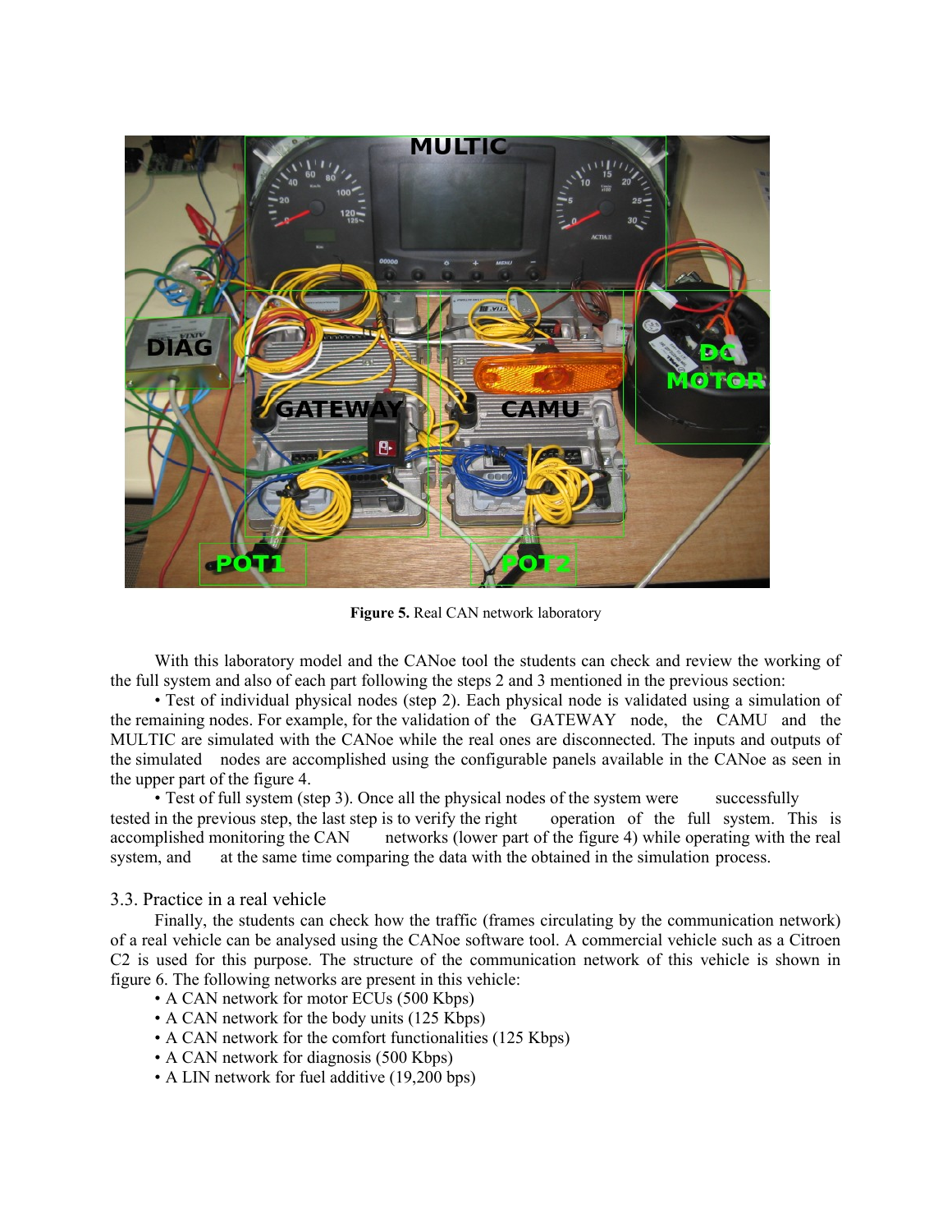**Figure 5.** Real CAN network laboratory

With this laboratory model and the CANoe tool the students can check and review the working of the full system and also of each part following the steps 2 and 3 mentioned in the previous section:

• Test of individual physical nodes (step 2). Each physical node is validated using a simulation of the remaining nodes. For example, for the validation of the GATEWAY node, the CAMU and the MULTIC are simulated with the CANoe while the real ones are disconnected. The inputs and outputs of the simulated nodes are accomplished using the configurable panels available in the CANoe as seen in the upper part of the figure 4.

• Test of full system (step 3). Once all the physical nodes of the system were successfully tested in the previous step, the last step is to verify the right operation of the full system. This is accomplished monitoring the CAN networks (lower part of the figure 4) while operating with the real system, and at the same time comparing the data with the obtained in the simulation process.

### 3.3. Practice in a real vehicle

Finally, the students can check how the traffic (frames circulating by the communication network) of a real vehicle can be analysed using the CANoe software tool. A commercial vehicle such as a Citroen C2 is used for this purpose. The structure of the communication network of this vehicle is shown in figure 6. The following networks are present in this vehicle:

- A CAN network for motor ECUs (500 Kbps)
- A CAN network for the body units (125 Kbps)
- A CAN network for the comfort functionalities (125 Kbps)
- A CAN network for diagnosis (500 Kbps)
- A LIN network for fuel additive (19,200 bps)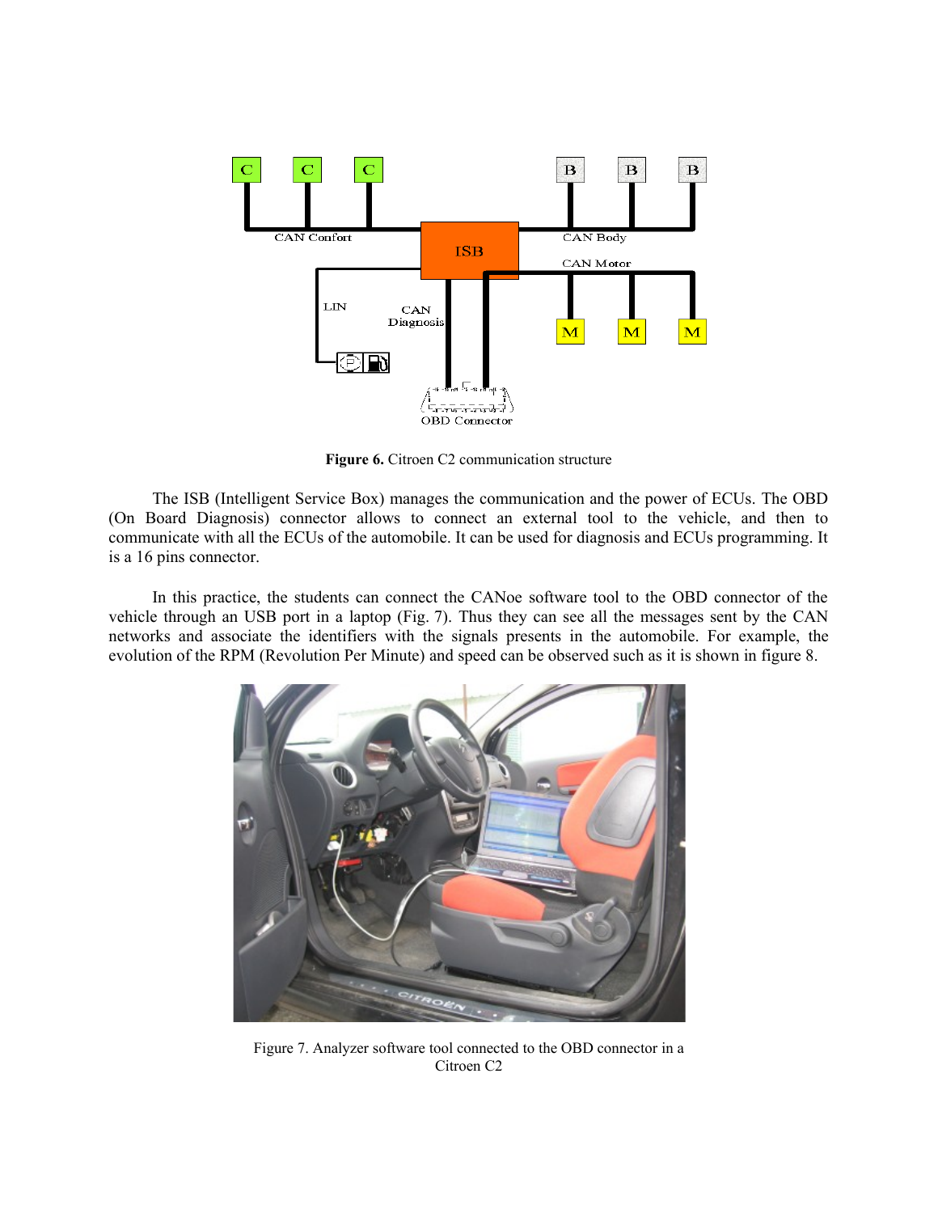**Figure 6.** Citroen C2 communication structure

The ISB (Intelligent Service Box) manages the communication and the power of ECUs. The OBD (On Board Diagnosis) connector allows to connect an external tool to the vehicle, and then to communicate with all the ECUs of the automobile. It can be used for diagnosis and ECUs programming. It is a 16 pins connector.

In this practice, the students can connect the CANoe software tool to the OBD connector of the vehicle through an USB port in a laptop (Fig. 7). Thus they can see all the messages sent by the CAN networks and associate the identifiers with the signals presents in the automobile. For example, the evolution of the RPM (Revolution Per Minute) and speed can be observed such as it is shown in figure 8.

Figure 7. Analyzer software tool connected to the OBD connector in a Citroen C2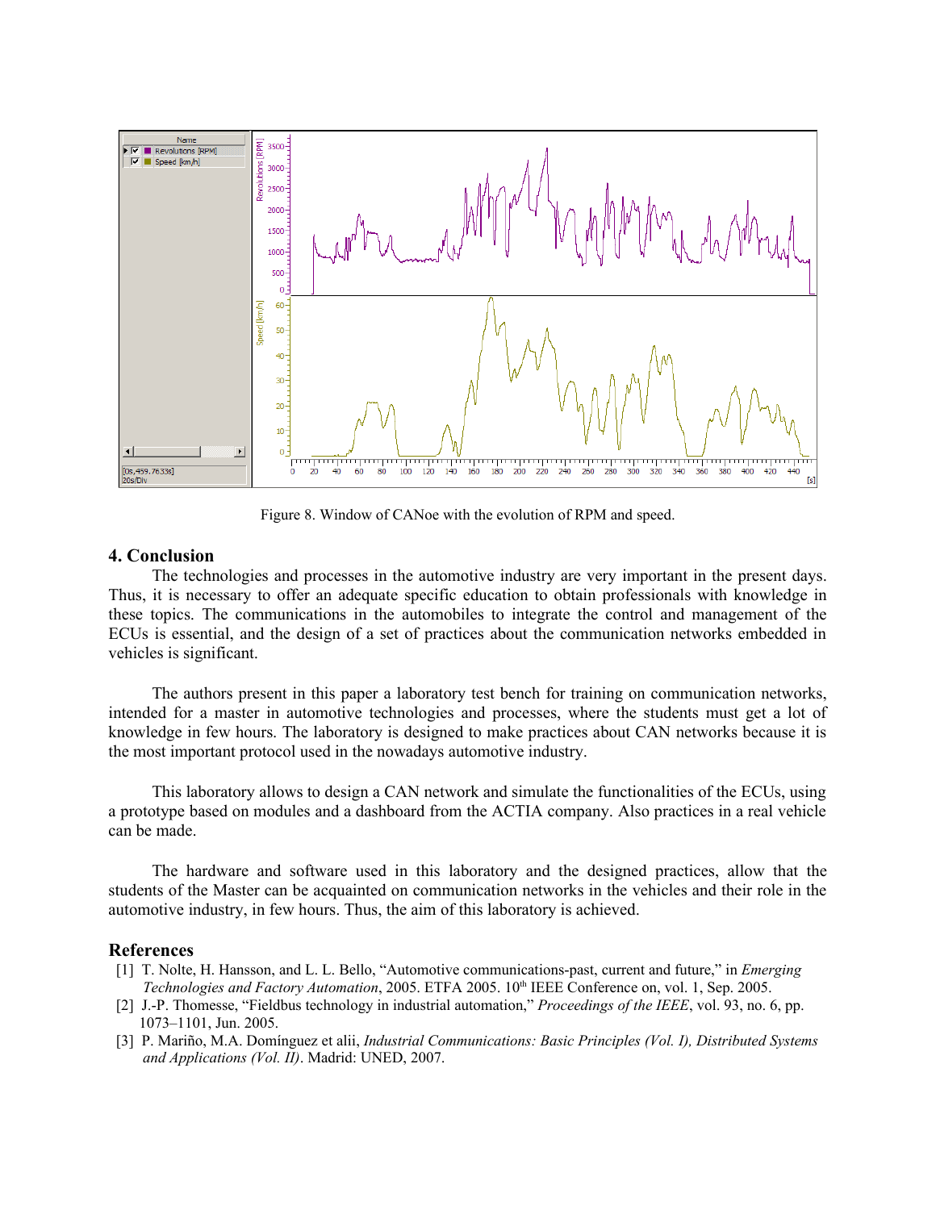Figure 8. Window of CANoe with the evolution of RPM and speed.

## 4. Conclusion

The technologies and processes in the automotive industry are very important in the present days. Thus, it is necessary to offer an adequate specific education to obtain professionals with knowledge in these topics. The communications in the automobiles to integrate the control and management of the ECUs is essential, and the design of a set of practices about the communication networks embedded in vehicles is significant.

The authors present in this paper a laboratory test bench for training on communication networks, intended for a master in automotive technologies and processes, where the students must get a lot of knowledge in few hours. The laboratory is designed to make practices about CAN networks because it is the most important protocol used in the nowadays automotive industry.

This laboratory allows to design a CAN network and simulate the functionalities of the ECUs, using a prototype based on modules and a dashboard from the ACTIA company. Also practices in a real vehicle can be made.

The hardware and software used in this laboratory and the designed practices, allow that the students of the Master can be acquainted on communication networks in the vehicles and their role in the automotive industry, in few hours. Thus, the aim of this laboratory is achieved.

## References

[1] T. Nolte, H. Hansson, and L. L. Bello, "Automotive communications-past, current and future," in *Emerging Technologies and Factory Automation*, 2005. ETFA 2005. 10th IEEE Conference on, vol. 1, Sep. 2005.

[2] J.-P. Thomesse, "Fieldbus technology in industrial automation," *Proceedings of the IEEE*, vol. 93, no. 6, pp. 1073–1101, Jun. 2005.

[3] P. Mariño, M.A. Domínguez et alii, *Industrial Communications: Basic Principles (Vol. I), Distributed Systems and Applications (Vol. II)*. Madrid: UNED, 2007.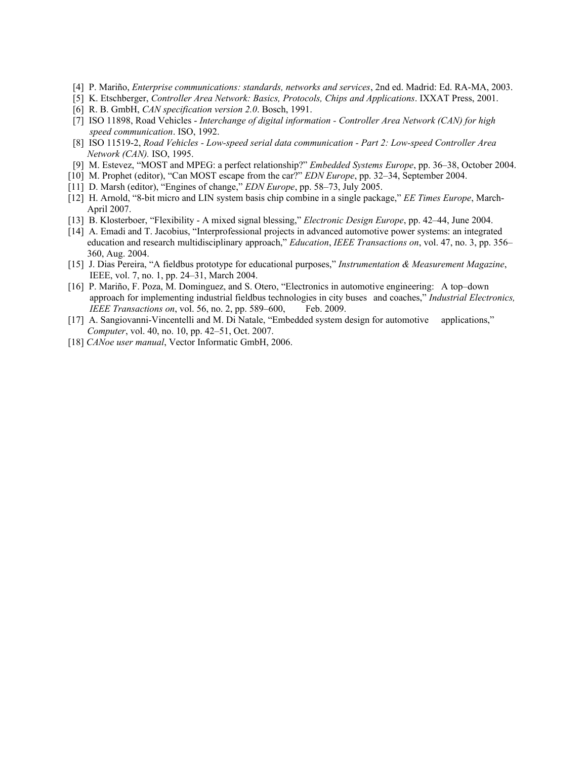[4] P. Mariño, *Enterprise communications: standards, networks and services*, 2nd ed. Madrid: Ed. RA-MA, 2003.

[5] K. Etschberger, *Controller Area Network: Basics, Protocols, Chips and Applications*. IXXAT Press, 2001.

[6] R. B. GmbH, *CAN specification version 2.0*. Bosch, 1991.

[7] ISO 11898, Road Vehicles - *Interchange of digital information - Controller Area Network (CAN) for high speed communication*. ISO, 1992.

[8] ISO 11519-2, *Road Vehicles - Low-speed serial data communication - Part 2: Low-speed Controller Area Network (CAN).* ISO, 1995.

[9] M. Estevez, "MOST and MPEG: a perfect relationship?" *Embedded Systems Europe*, pp. 36–38, October 2004.

[10] M. Prophet (editor), "Can MOST escape from the car?" *EDN Europe*, pp. 32–34, September 2004.

[11] D. Marsh (editor), "Engines of change," *EDN Europe*, pp. 58–73, July 2005.

[12] H. Arnold, "8-bit micro and LIN system basis chip combine in a single package," *EE Times Europe*, March-April 2007.

[13] B. Klosterboer, "Flexibility - A mixed signal blessing," *Electronic Design Europe*, pp. 42–44, June 2004.

[14] A. Emadi and T. Jacobius, "Interprofessional projects in advanced automotive power systems: an integrated education and research multidisciplinary approach," *Education*, *IEEE Transactions on*, vol. 47, no. 3, pp. 356–360, Aug. 2004.

[15] J. Dias Pereira, "A fieldbus prototype for educational purposes," *Instrumentation & Measurement Magazine*, IEEE, vol. 7, no. 1, pp. 24–31, March 2004.

[16] P. Mariño, F. Poza, M. Dominguez, and S. Otero, "Electronics in automotive engineering: A top–down approach for implementing industrial fieldbus technologies in city buses and coaches," *Industrial Electronics, IEEE Transactions on*, vol. 56, no. 2, pp. 589–600, Feb. 2009.

[17] A. Sangiovanni-Vincentelli and M. Di Natale, "Embedded system design for automotive applications," *Computer*, vol. 40, no. 10, pp. 42–51, Oct. 2007.

[18] *CANoe user manual*, Vector Informatic GmbH, 2006.